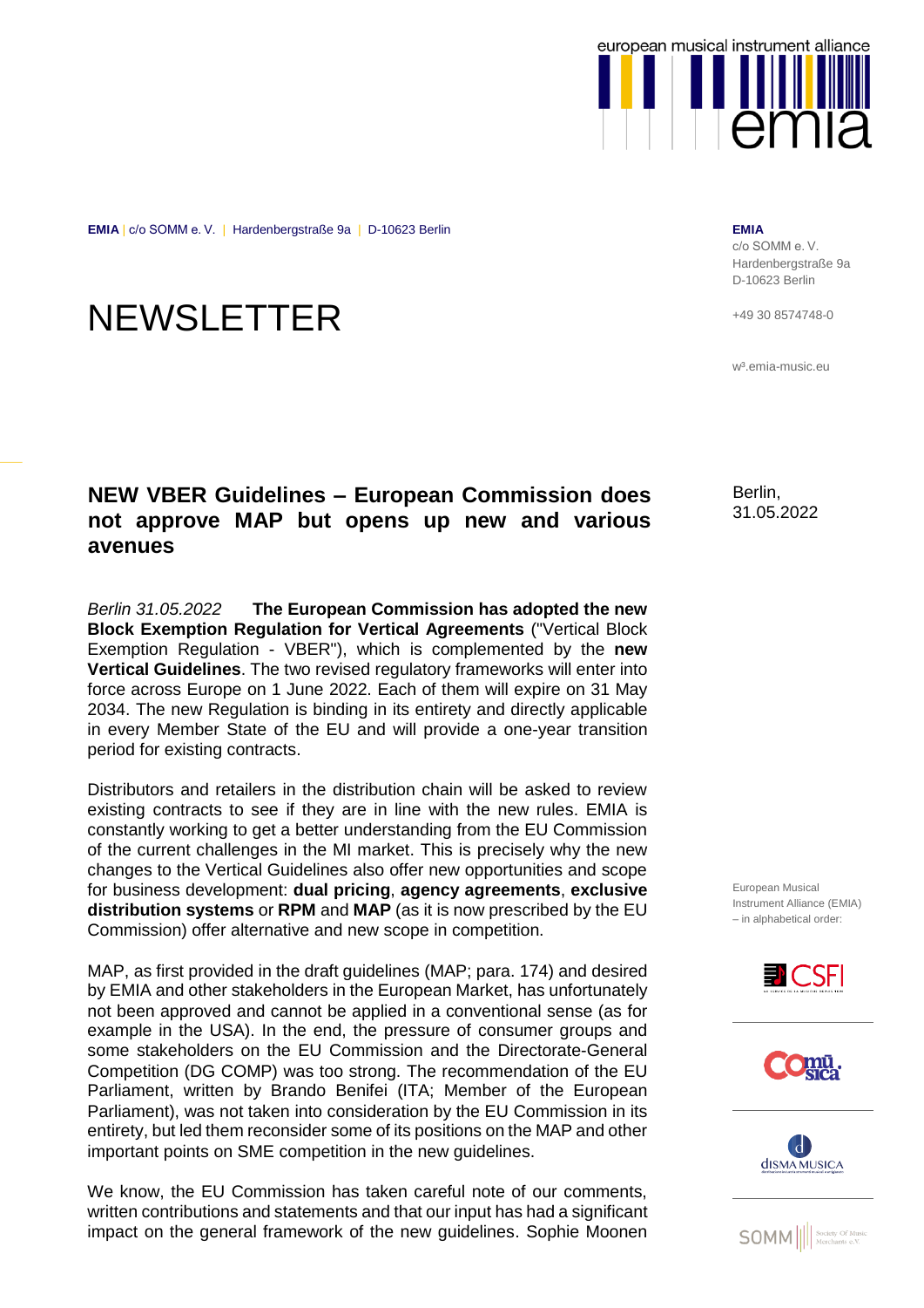EMIA | c/o SOMM e. V. | Hardenbergstraße 9a | D-10623 Berlin

EMIA
c/o SOMM e. V.
Hardenbergstraße 9a
D-10623 Berlin

+49 30 8574748-0

w³.emia-music.eu

# NEWSLETTER

## NEW VBER Guidelines – European Commission does not approve MAP but opens up new and various avenues

Berlin, 31.05.2022

*Berlin 31.05.2022* **The European Commission has adopted the new Block Exemption Regulation for Vertical Agreements** ("Vertical Block Exemption Regulation - VBER"), which is complemented by the **new Vertical Guidelines**. The two revised regulatory frameworks will enter into force across Europe on 1 June 2022. Each of them will expire on 31 May 2034. The new Regulation is binding in its entirety and directly applicable in every Member State of the EU and will provide a one-year transition period for existing contracts.

Distributors and retailers in the distribution chain will be asked to review existing contracts to see if they are in line with the new rules. EMIA is constantly working to get a better understanding from the EU Commission of the current challenges in the MI market. This is precisely why the new changes to the Vertical Guidelines also offer new opportunities and scope for business development: **dual pricing**, **agency agreements**, **exclusive distribution systems** or **RPM** and **MAP** (as it is now prescribed by the EU Commission) offer alternative and new scope in competition.

MAP, as first provided in the draft guidelines (MAP; para. 174) and desired by EMIA and other stakeholders in the European Market, has unfortunately not been approved and cannot be applied in a conventional sense (as for example in the USA). In the end, the pressure of consumer groups and some stakeholders on the EU Commission and the Directorate-General Competition (DG COMP) was too strong. The recommendation of the EU Parliament, written by Brando Benifei (ITA; Member of the European Parliament), was not taken into consideration by the EU Commission in its entirety, but led them reconsider some of its positions on the MAP and other important points on SME competition in the new guidelines.

We know, the EU Commission has taken careful note of our comments, written contributions and statements and that our input has had a significant impact on the general framework of the new guidelines. Sophie Moonen

European Musical Instrument Alliance (EMIA) – in alphabetical order: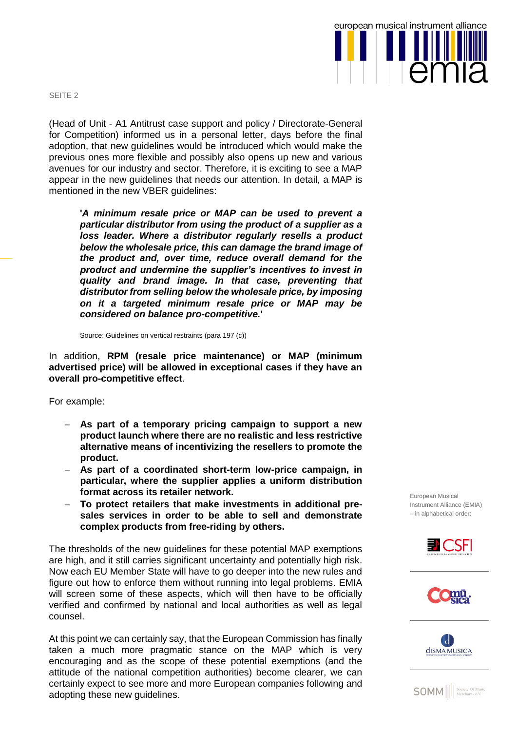(Head of Unit - A1 Antitrust case support and policy / Directorate-General for Competition) informed us in a personal letter, days before the final adoption, that new guidelines would be introduced which would make the previous ones more flexible and possibly also opens up new and various avenues for our industry and sector. Therefore, it is exciting to see a MAP appear in the new guidelines that needs our attention. In detail, a MAP is mentioned in the new VBER guidelines:

> ***'A minimum resale price or MAP can be used to prevent a particular distributor from using the product of a supplier as a loss leader. Where a distributor regularly resells a product below the wholesale price, this can damage the brand image of the product and, over time, reduce overall demand for the product and undermine the supplier's incentives to invest in quality and brand image. In that case, preventing that distributor from selling below the wholesale price, by imposing on it a targeted minimum resale price or MAP may be considered on balance pro-competitive.'***
>
> Source: Guidelines on vertical restraints (para 197 (c))

In addition, **RPM (resale price maintenance) or MAP (minimum advertised price) will be allowed in exceptional cases if they have an overall pro-competitive effect**.

For example:

- **As part of a temporary pricing campaign to support a new product launch where there are no realistic and less restrictive alternative means of incentivizing the resellers to promote the product.**
- **As part of a coordinated short-term low-price campaign, in particular, where the supplier applies a uniform distribution format across its retailer network.**
- **To protect retailers that make investments in additional pre-sales services in order to be able to sell and demonstrate complex products from free-riding by others.**

The thresholds of the new guidelines for these potential MAP exemptions are high, and it still carries significant uncertainty and potentially high risk. Now each EU Member State will have to go deeper into the new rules and figure out how to enforce them without running into legal problems. EMIA will screen some of these aspects, which will then have to be officially verified and confirmed by national and local authorities as well as legal counsel.

At this point we can certainly say, that the European Commission has finally taken a much more pragmatic stance on the MAP which is very encouraging and as the scope of these potential exemptions (and the attitude of the national competition authorities) become clearer, we can certainly expect to see more and more European companies following and adopting these new guidelines.

European Musical Instrument Alliance (EMIA) – in alphabetical order: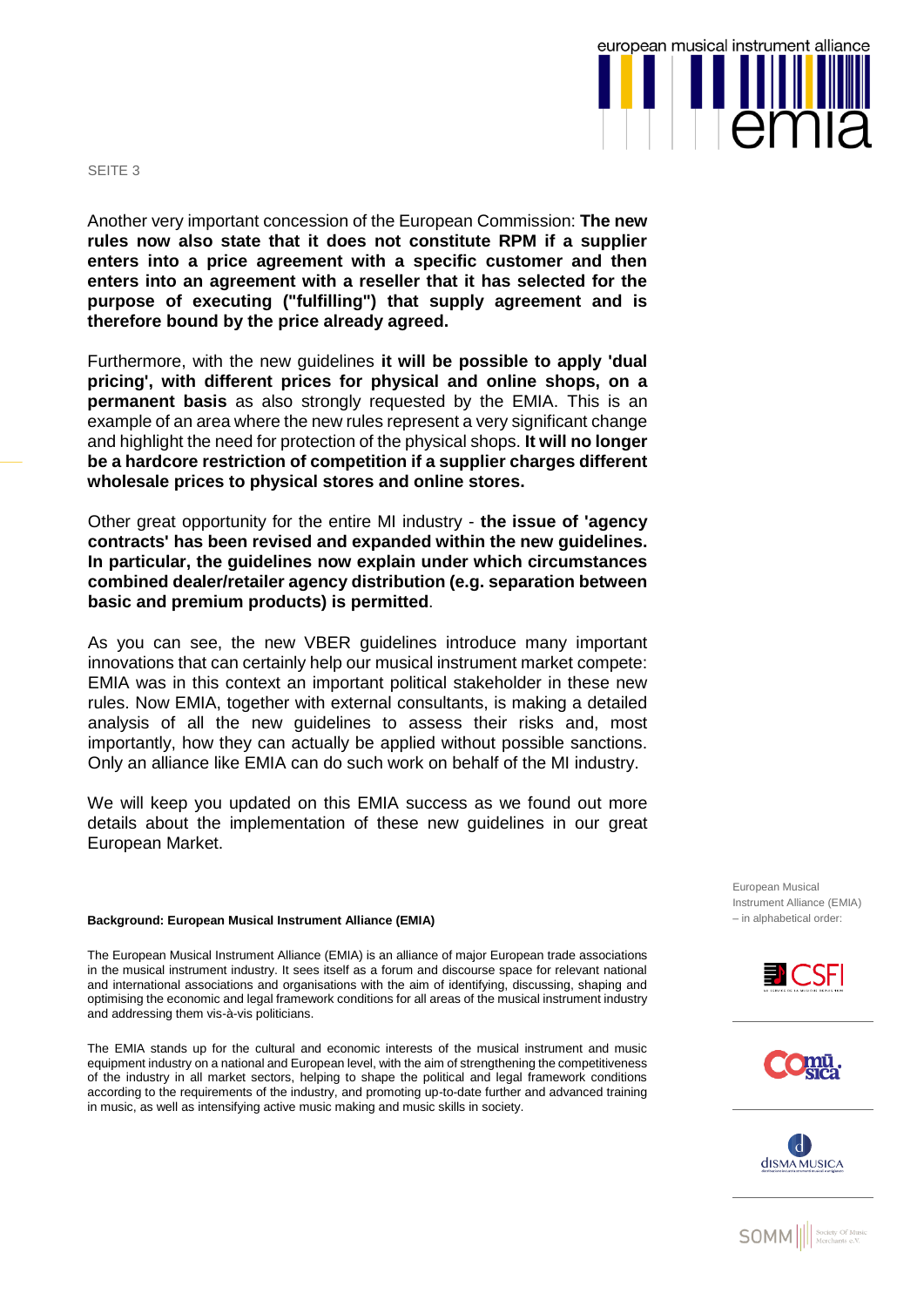Another very important concession of the European Commission: **The new rules now also state that it does not constitute RPM if a supplier enters into a price agreement with a specific customer and then enters into an agreement with a reseller that it has selected for the purpose of executing ("fulfilling") that supply agreement and is therefore bound by the price already agreed.**

Furthermore, with the new guidelines **it will be possible to apply 'dual pricing', with different prices for physical and online shops, on a permanent basis** as also strongly requested by the EMIA. This is an example of an area where the new rules represent a very significant change and highlight the need for protection of the physical shops. **It will no longer be a hardcore restriction of competition if a supplier charges different wholesale prices to physical stores and online stores.**

Other great opportunity for the entire MI industry - **the issue of 'agency contracts' has been revised and expanded within the new guidelines. In particular, the guidelines now explain under which circumstances combined dealer/retailer agency distribution (e.g. separation between basic and premium products) is permitted**.

As you can see, the new VBER guidelines introduce many important innovations that can certainly help our musical instrument market compete: EMIA was in this context an important political stakeholder in these new rules. Now EMIA, together with external consultants, is making a detailed analysis of all the new guidelines to assess their risks and, most importantly, how they can actually be applied without possible sanctions. Only an alliance like EMIA can do such work on behalf of the MI industry.

We will keep you updated on this EMIA success as we found out more details about the implementation of these new guidelines in our great European Market.

**Background: European Musical Instrument Alliance (EMIA)**

The European Musical Instrument Alliance (EMIA) is an alliance of major European trade associations in the musical instrument industry. It sees itself as a forum and discourse space for relevant national and international associations and organisations with the aim of identifying, discussing, shaping and optimising the economic and legal framework conditions for all areas of the musical instrument industry and addressing them vis-à-vis politicians.

The EMIA stands up for the cultural and economic interests of the musical instrument and music equipment industry on a national and European level, with the aim of strengthening the competitiveness of the industry in all market sectors, helping to shape the political and legal framework conditions according to the requirements of the industry, and promoting up-to-date further and advanced training in music, as well as intensifying active music making and music skills in society.

European Musical Instrument Alliance (EMIA) – in alphabetical order:

CSFI

Comusica

dISMA MUSICA

SOMM Society Of Music Merchants e.V.